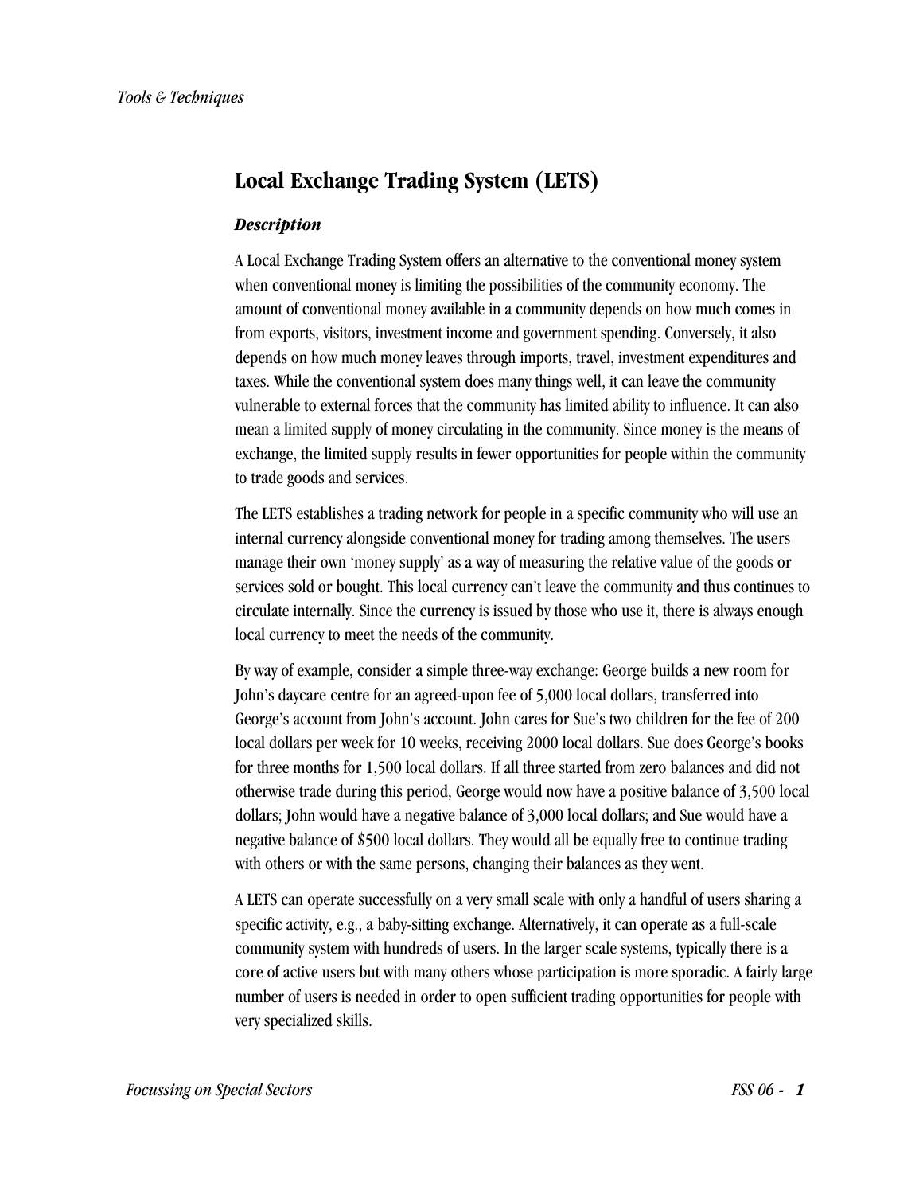# Local Exchange Trading System (LETS)

### *Description*

A Local Exchange Trading System offers an alternative to the conventional money system when conventional money is limiting the possibilities of the community economy. The amount of conventional money available in a community depends on how much comes in from exports, visitors, investment income and government spending. Conversely, it also depends on how much money leaves through imports, travel, investment expenditures and taxes. While the conventional system does many things well, it can leave the community vulnerable to external forces that the community has limited ability to influence. It can also mean a limited supply of money circulating in the community. Since money is the means of exchange, the limited supply results in fewer opportunities for people within the community to trade goods and services.

The LETS establishes a trading network for people in a specific community who will use an internal currency alongside conventional money for trading among themselves. The users manage their own 'money supply' as a way of measuring the relative value of the goods or services sold or bought. This local currency can't leave the community and thus continues to circulate internally. Since the currency is issued by those who use it, there is always enough local currency to meet the needs of the community.

By way of example, consider a simple three-way exchange: George builds a new room for John's daycare centre for an agreed-upon fee of 5,000 local dollars, transferred into George's account from John's account. John cares for Sue's two children for the fee of 200 local dollars per week for 10 weeks, receiving 2000 local dollars. Sue does George's books for three months for 1,500 local dollars. If all three started from zero balances and did not otherwise trade during this period, George would now have a positive balance of 3,500 local dollars; John would have a negative balance of 3,000 local dollars; and Sue would have a negative balance of $500 local dollars. They would all be equally free to continue trading with others or with the same persons, changing their balances as they went.

A LETS can operate successfully on a very small scale with only a handful of users sharing a specific activity, e.g., a baby-sitting exchange. Alternatively, it can operate as a full-scale community system with hundreds of users. In the larger scale systems, typically there is a core of active users but with many others whose participation is more sporadic. A fairly large number of users is needed in order to open sufficient trading opportunities for people with very specialized skills.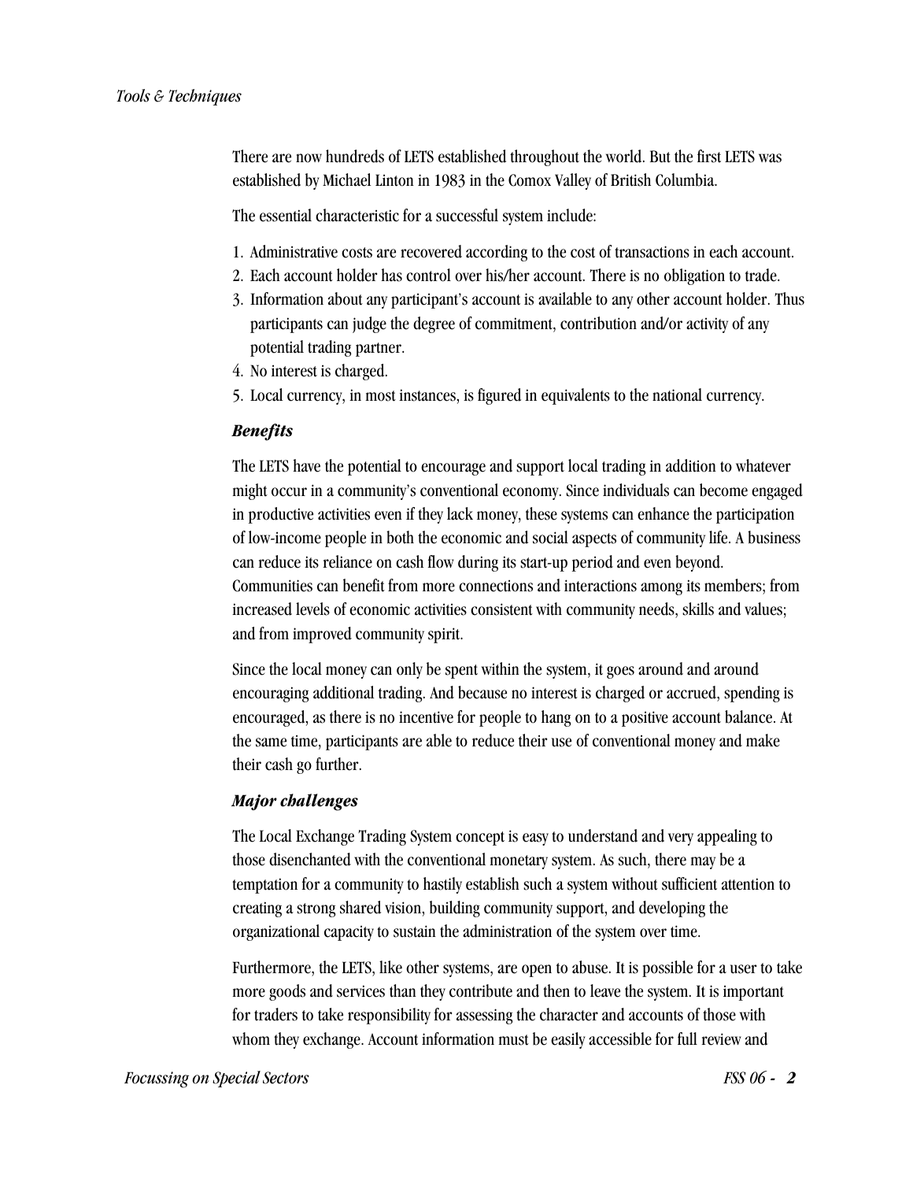There are now hundreds of LETS established throughout the world. But the first LETS was established by Michael Linton in 1983 in the Comox Valley of British Columbia.

The essential characteristic for a successful system include:

1. Administrative costs are recovered according to the cost of transactions in each account.
2. Each account holder has control over his/her account. There is no obligation to trade.
3. Information about any participant's account is available to any other account holder. Thus participants can judge the degree of commitment, contribution and/or activity of any potential trading partner.
4. No interest is charged.
5. Local currency, in most instances, is figured in equivalents to the national currency.

### *Benefits*

The LETS have the potential to encourage and support local trading in addition to whatever might occur in a community's conventional economy. Since individuals can become engaged in productive activities even if they lack money, these systems can enhance the participation of low-income people in both the economic and social aspects of community life. A business can reduce its reliance on cash flow during its start-up period and even beyond. Communities can benefit from more connections and interactions among its members; from increased levels of economic activities consistent with community needs, skills and values; and from improved community spirit.

Since the local money can only be spent within the system, it goes around and around encouraging additional trading. And because no interest is charged or accrued, spending is encouraged, as there is no incentive for people to hang on to a positive account balance. At the same time, participants are able to reduce their use of conventional money and make their cash go further.

### *Major challenges*

The Local Exchange Trading System concept is easy to understand and very appealing to those disenchanted with the conventional monetary system. As such, there may be a temptation for a community to hastily establish such a system without sufficient attention to creating a strong shared vision, building community support, and developing the organizational capacity to sustain the administration of the system over time.

Furthermore, the LETS, like other systems, are open to abuse. It is possible for a user to take more goods and services than they contribute and then to leave the system. It is important for traders to take responsibility for assessing the character and accounts of those with whom they exchange. Account information must be easily accessible for full review and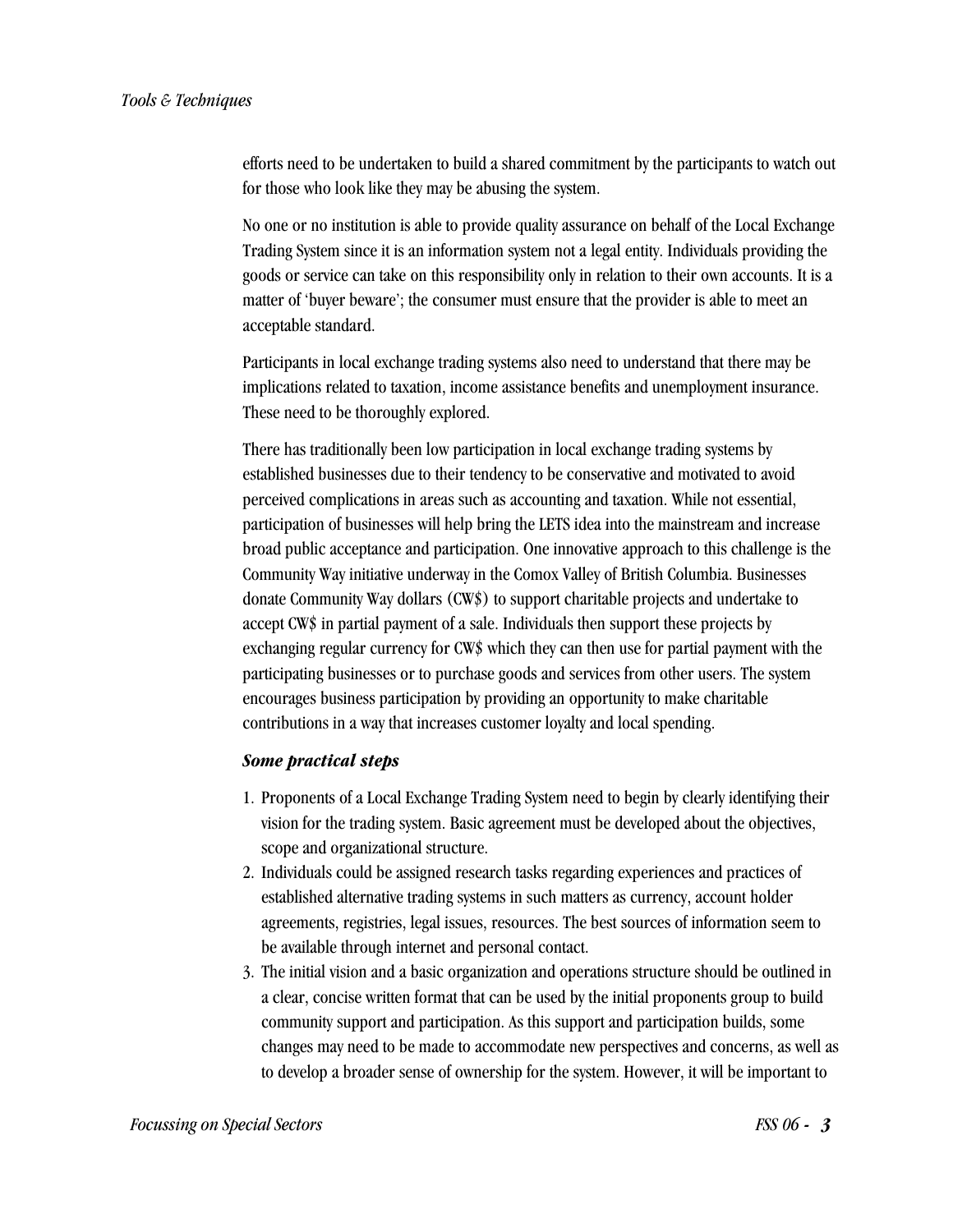efforts need to be undertaken to build a shared commitment by the participants to watch out for those who look like they may be abusing the system.

No one or no institution is able to provide quality assurance on behalf of the Local Exchange Trading System since it is an information system not a legal entity. Individuals providing the goods or service can take on this responsibility only in relation to their own accounts. It is a matter of 'buyer beware'; the consumer must ensure that the provider is able to meet an acceptable standard.

Participants in local exchange trading systems also need to understand that there may be implications related to taxation, income assistance benefits and unemployment insurance. These need to be thoroughly explored.

There has traditionally been low participation in local exchange trading systems by established businesses due to their tendency to be conservative and motivated to avoid perceived complications in areas such as accounting and taxation. While not essential, participation of businesses will help bring the LETS idea into the mainstream and increase broad public acceptance and participation. One innovative approach to this challenge is the Community Way initiative underway in the Comox Valley of British Columbia. Businesses donate Community Way dollars (CW$) to support charitable projects and undertake to accept CW$ in partial payment of a sale. Individuals then support these projects by exchanging regular currency for CW$ which they can then use for partial payment with the participating businesses or to purchase goods and services from other users. The system encourages business participation by providing an opportunity to make charitable contributions in a way that increases customer loyalty and local spending.

### *Some practical steps*

1. Proponents of a Local Exchange Trading System need to begin by clearly identifying their vision for the trading system. Basic agreement must be developed about the objectives, scope and organizational structure.
2. Individuals could be assigned research tasks regarding experiences and practices of established alternative trading systems in such matters as currency, account holder agreements, registries, legal issues, resources. The best sources of information seem to be available through internet and personal contact.
3. The initial vision and a basic organization and operations structure should be outlined in a clear, concise written format that can be used by the initial proponents group to build community support and participation. As this support and participation builds, some changes may need to be made to accommodate new perspectives and concerns, as well as to develop a broader sense of ownership for the system. However, it will be important to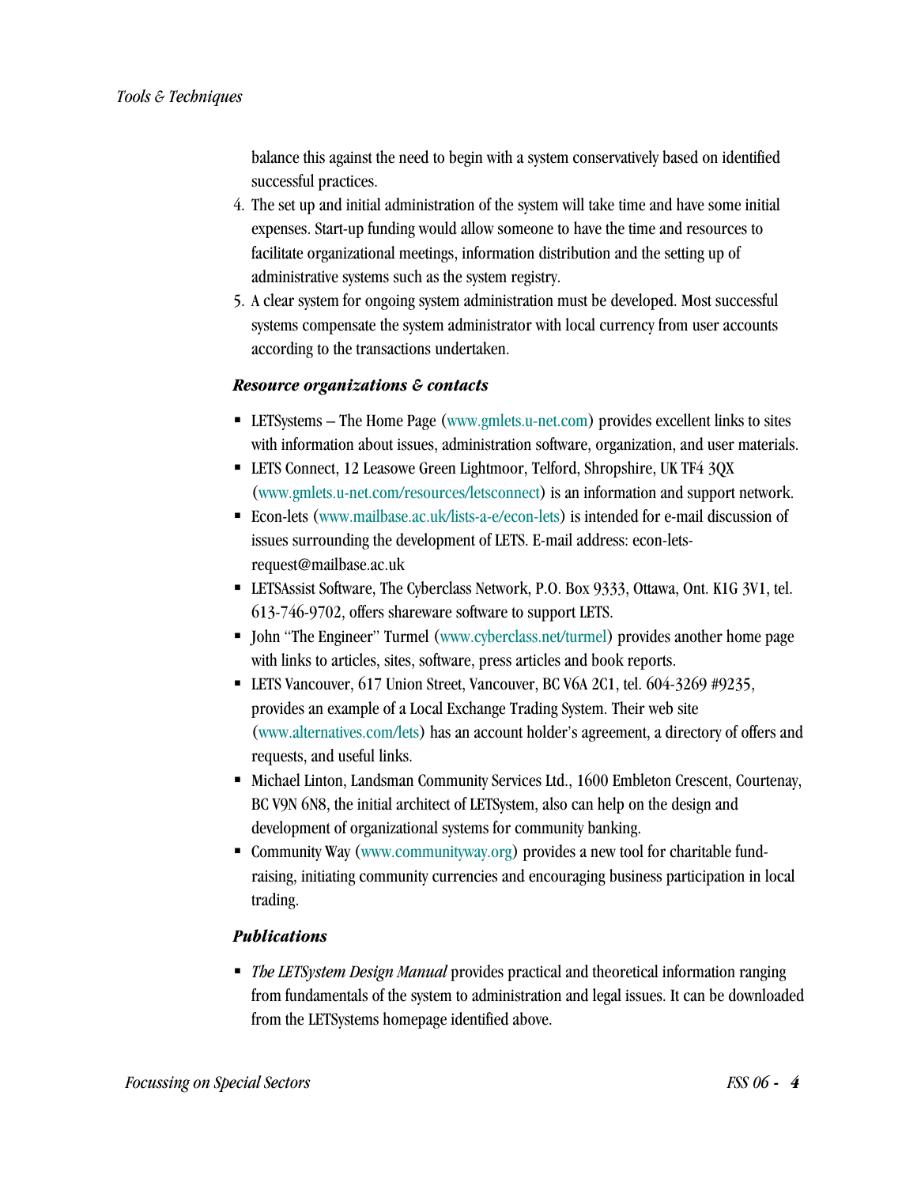balance this against the need to begin with a system conservatively based on identified successful practices.

4. The set up and initial administration of the system will take time and have some initial expenses. Start-up funding would allow someone to have the time and resources to facilitate organizational meetings, information distribution and the setting up of administrative systems such as the system registry.
5. A clear system for ongoing system administration must be developed. Most successful systems compensate the system administrator with local currency from user accounts according to the transactions undertaken.

### *Resource organizations & contacts*

- LETSystems – The Home Page (www.gmlets.u-net.com) provides excellent links to sites with information about issues, administration software, organization, and user materials.
- LETS Connect, 12 Leasowe Green Lightmoor, Telford, Shropshire, UK TF4 3QX (www.gmlets.u-net.com/resources/letsconnect) is an information and support network.
- Econ-lets (www.mailbase.ac.uk/lists-a-e/econ-lets) is intended for e-mail discussion of issues surrounding the development of LETS. E-mail address: econ-lets-request@mailbase.ac.uk
- LETSAssist Software, The Cyberclass Network, P.O. Box 9333, Ottawa, Ont. K1G 3V1, tel. 613-746-9702, offers shareware software to support LETS.
- John "The Engineer" Turmel (www.cyberclass.net/turmel) provides another home page with links to articles, sites, software, press articles and book reports.
- LETS Vancouver, 617 Union Street, Vancouver, BC V6A 2C1, tel. 604-3269 #9235, provides an example of a Local Exchange Trading System. Their web site (www.alternatives.com/lets) has an account holder's agreement, a directory of offers and requests, and useful links.
- Michael Linton, Landsman Community Services Ltd., 1600 Embleton Crescent, Courtenay, BC V9N 6N8, the initial architect of LETSystem, also can help on the design and development of organizational systems for community banking.
- Community Way (www.communityway.org) provides a new tool for charitable fund-raising, initiating community currencies and encouraging business participation in local trading.

### *Publications*

- *The LETSystem Design Manual* provides practical and theoretical information ranging from fundamentals of the system to administration and legal issues. It can be downloaded from the LETSystems homepage identified above.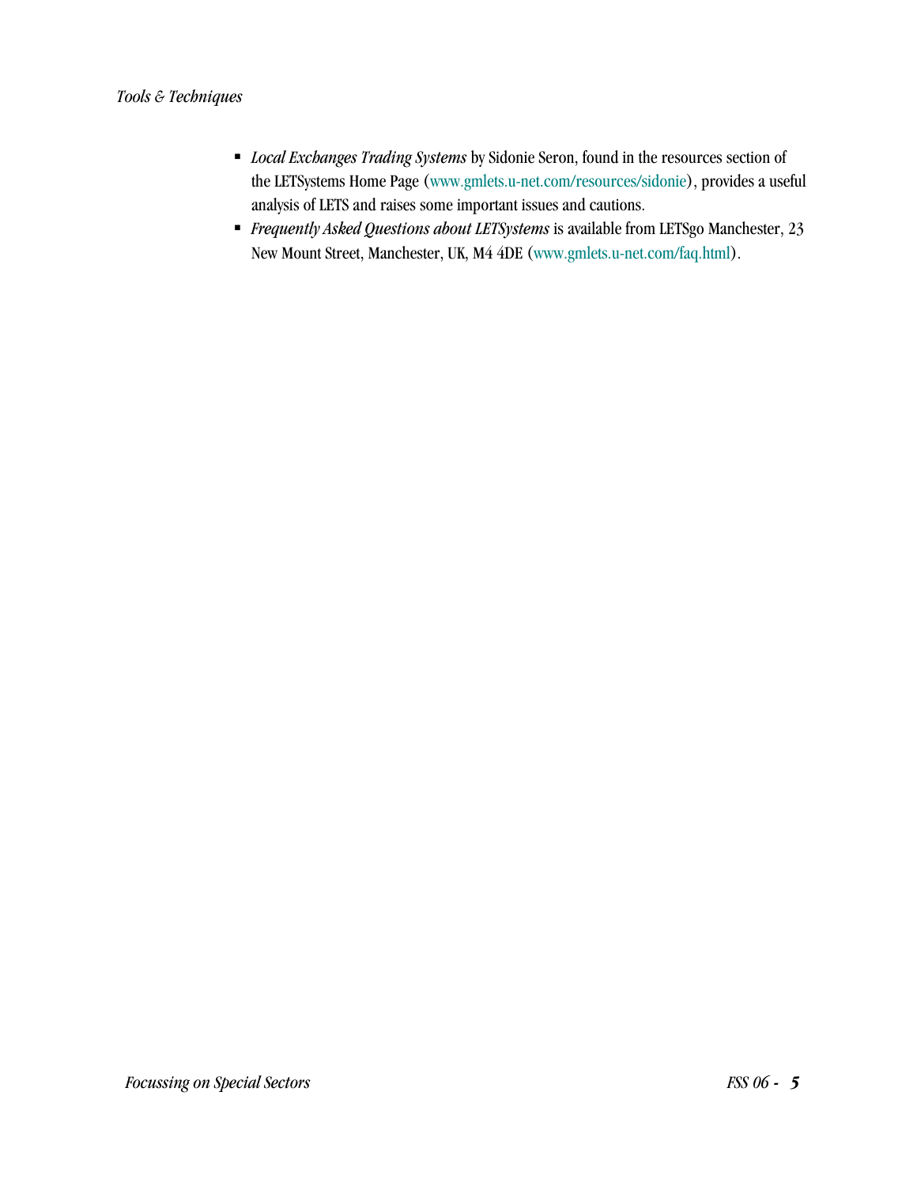- *Local Exchanges Trading Systems* by Sidonie Seron, found in the resources section of the LETSystems Home Page (www.gmlets.u-net.com/resources/sidonie), provides a useful analysis of LETS and raises some important issues and cautions.
- *Frequently Asked Questions about LETSystems* is available from LETSgo Manchester, 23 New Mount Street, Manchester, UK, M4 4DE (www.gmlets.u-net.com/faq.html).